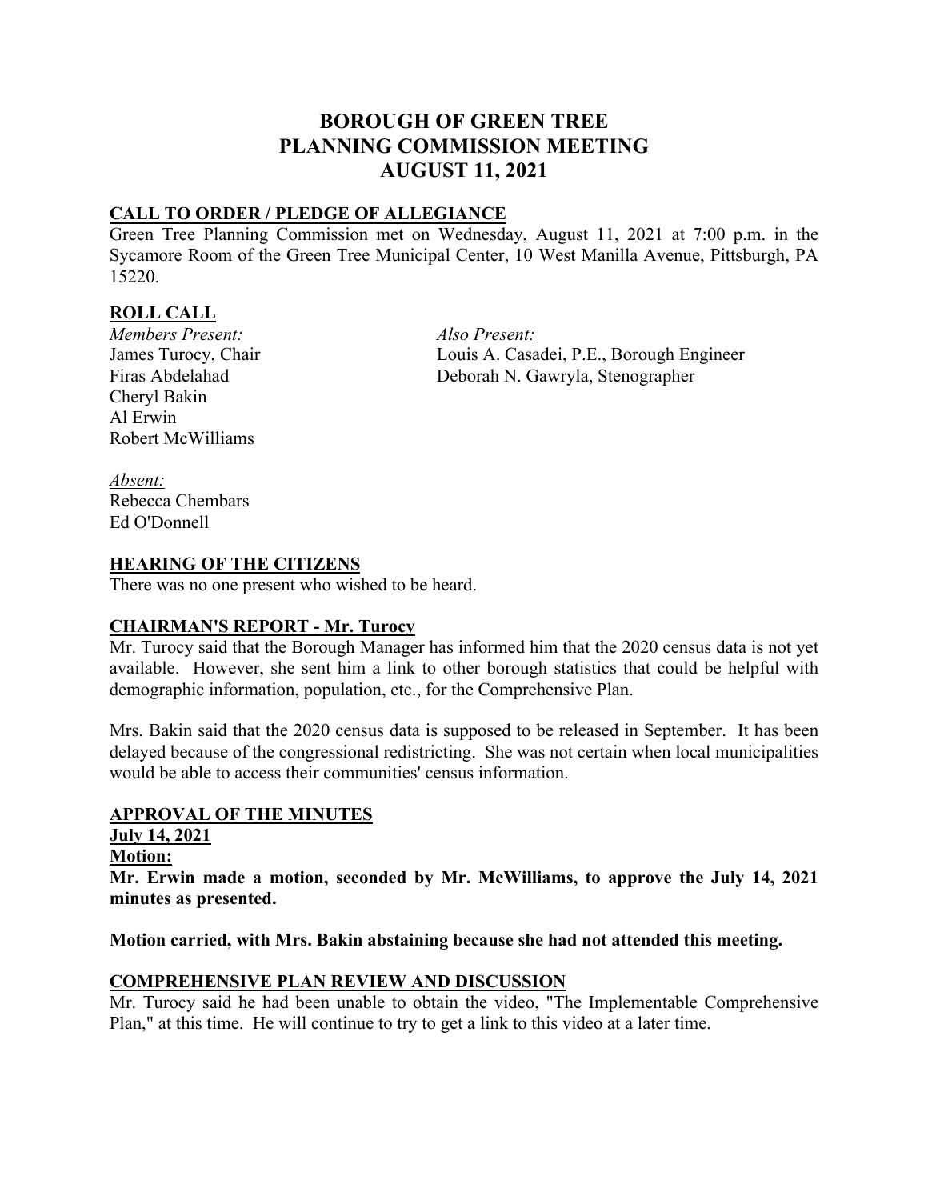# BOROUGH OF GREEN TREE
# PLANNING COMMISSION MEETING
# AUGUST 11, 2021

## CALL TO ORDER / PLEDGE OF ALLEGIANCE

Green Tree Planning Commission met on Wednesday, August 11, 2021 at 7:00 p.m. in the Sycamore Room of the Green Tree Municipal Center, 10 West Manilla Avenue, Pittsburgh, PA 15220.

## ROLL CALL

*Members Present:*
James Turocy, Chair
Firas Abdelahad
Cheryl Bakin
Al Erwin
Robert McWilliams

*Also Present:*
Louis A. Casadei, P.E., Borough Engineer
Deborah N. Gawryla, Stenographer

*Absent:*
Rebecca Chembars
Ed O'Donnell

## HEARING OF THE CITIZENS

There was no one present who wished to be heard.

## CHAIRMAN'S REPORT - Mr. Turocy

Mr. Turocy said that the Borough Manager has informed him that the 2020 census data is not yet available. However, she sent him a link to other borough statistics that could be helpful with demographic information, population, etc., for the Comprehensive Plan.

Mrs. Bakin said that the 2020 census data is supposed to be released in September. It has been delayed because of the congressional redistricting. She was not certain when local municipalities would be able to access their communities' census information.

## APPROVAL OF THE MINUTES

**July 14, 2021**

**Motion:**

**Mr. Erwin made a motion, seconded by Mr. McWilliams, to approve the July 14, 2021 minutes as presented.**

**Motion carried, with Mrs. Bakin abstaining because she had not attended this meeting.**

## COMPREHENSIVE PLAN REVIEW AND DISCUSSION

Mr. Turocy said he had been unable to obtain the video, "The Implementable Comprehensive Plan," at this time. He will continue to try to get a link to this video at a later time.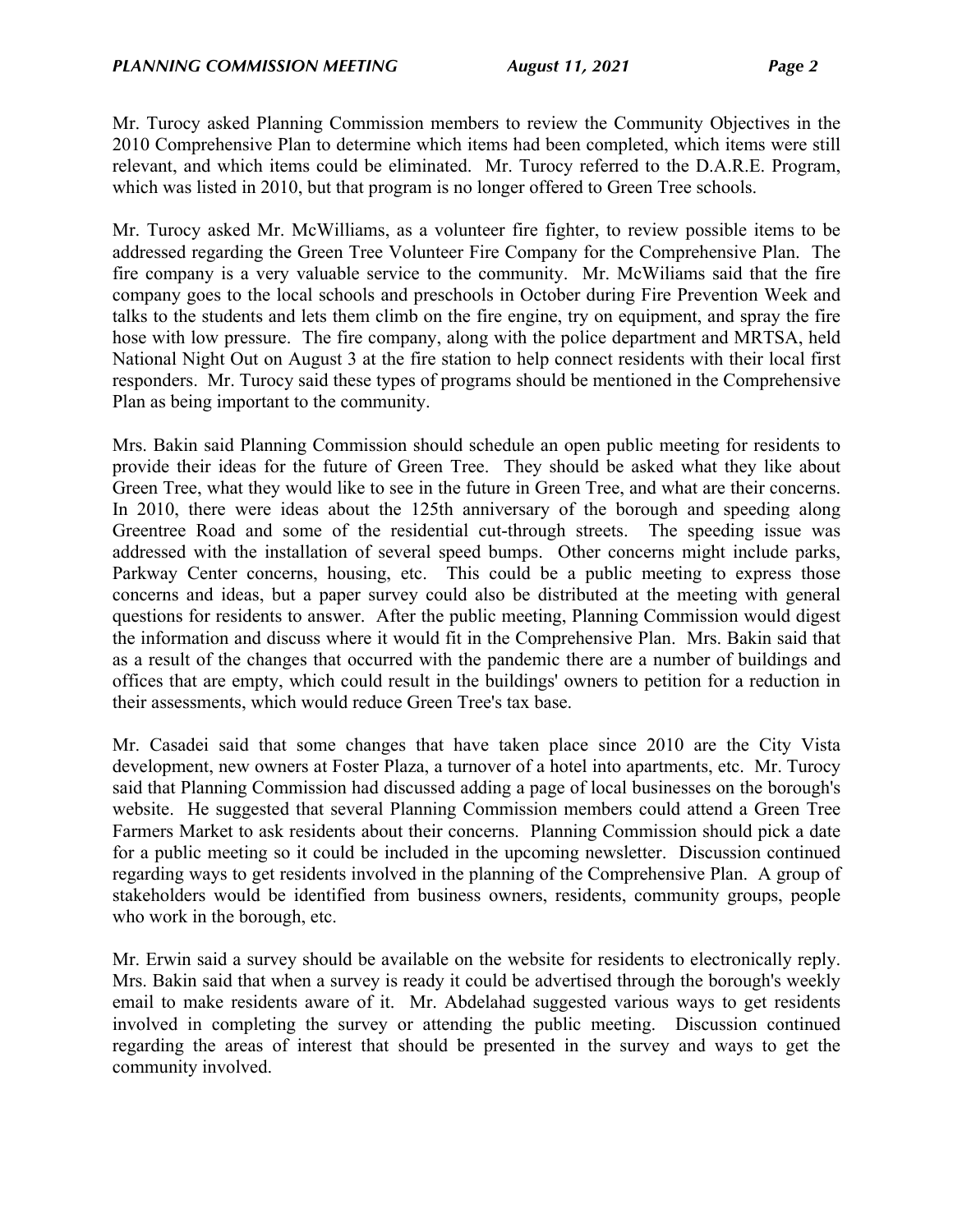Mr. Turocy asked Planning Commission members to review the Community Objectives in the 2010 Comprehensive Plan to determine which items had been completed, which items were still relevant, and which items could be eliminated. Mr. Turocy referred to the D.A.R.E. Program, which was listed in 2010, but that program is no longer offered to Green Tree schools.

Mr. Turocy asked Mr. McWilliams, as a volunteer fire fighter, to review possible items to be addressed regarding the Green Tree Volunteer Fire Company for the Comprehensive Plan. The fire company is a very valuable service to the community. Mr. McWiliams said that the fire company goes to the local schools and preschools in October during Fire Prevention Week and talks to the students and lets them climb on the fire engine, try on equipment, and spray the fire hose with low pressure. The fire company, along with the police department and MRTSA, held National Night Out on August 3 at the fire station to help connect residents with their local first responders. Mr. Turocy said these types of programs should be mentioned in the Comprehensive Plan as being important to the community.

Mrs. Bakin said Planning Commission should schedule an open public meeting for residents to provide their ideas for the future of Green Tree. They should be asked what they like about Green Tree, what they would like to see in the future in Green Tree, and what are their concerns. In 2010, there were ideas about the 125th anniversary of the borough and speeding along Greentree Road and some of the residential cut-through streets. The speeding issue was addressed with the installation of several speed bumps. Other concerns might include parks, Parkway Center concerns, housing, etc. This could be a public meeting to express those concerns and ideas, but a paper survey could also be distributed at the meeting with general questions for residents to answer. After the public meeting, Planning Commission would digest the information and discuss where it would fit in the Comprehensive Plan. Mrs. Bakin said that as a result of the changes that occurred with the pandemic there are a number of buildings and offices that are empty, which could result in the buildings' owners to petition for a reduction in their assessments, which would reduce Green Tree's tax base.

Mr. Casadei said that some changes that have taken place since 2010 are the City Vista development, new owners at Foster Plaza, a turnover of a hotel into apartments, etc. Mr. Turocy said that Planning Commission had discussed adding a page of local businesses on the borough's website. He suggested that several Planning Commission members could attend a Green Tree Farmers Market to ask residents about their concerns. Planning Commission should pick a date for a public meeting so it could be included in the upcoming newsletter. Discussion continued regarding ways to get residents involved in the planning of the Comprehensive Plan. A group of stakeholders would be identified from business owners, residents, community groups, people who work in the borough, etc.

Mr. Erwin said a survey should be available on the website for residents to electronically reply. Mrs. Bakin said that when a survey is ready it could be advertised through the borough's weekly email to make residents aware of it. Mr. Abdelahad suggested various ways to get residents involved in completing the survey or attending the public meeting. Discussion continued regarding the areas of interest that should be presented in the survey and ways to get the community involved.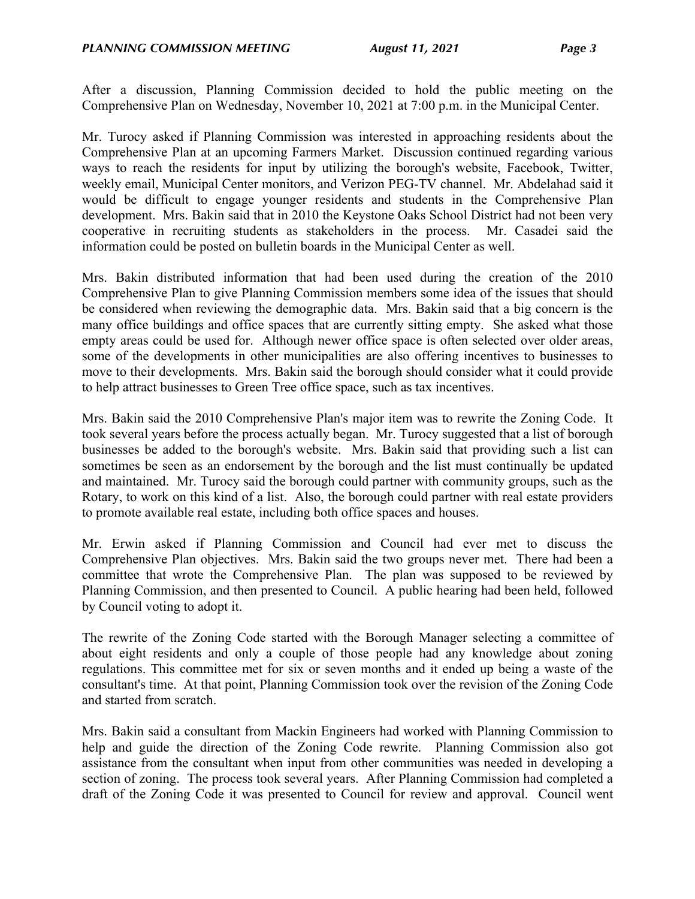After a discussion, Planning Commission decided to hold the public meeting on the Comprehensive Plan on Wednesday, November 10, 2021 at 7:00 p.m. in the Municipal Center.

Mr. Turocy asked if Planning Commission was interested in approaching residents about the Comprehensive Plan at an upcoming Farmers Market. Discussion continued regarding various ways to reach the residents for input by utilizing the borough's website, Facebook, Twitter, weekly email, Municipal Center monitors, and Verizon PEG-TV channel. Mr. Abdelahad said it would be difficult to engage younger residents and students in the Comprehensive Plan development. Mrs. Bakin said that in 2010 the Keystone Oaks School District had not been very cooperative in recruiting students as stakeholders in the process. Mr. Casadei said the information could be posted on bulletin boards in the Municipal Center as well.

Mrs. Bakin distributed information that had been used during the creation of the 2010 Comprehensive Plan to give Planning Commission members some idea of the issues that should be considered when reviewing the demographic data. Mrs. Bakin said that a big concern is the many office buildings and office spaces that are currently sitting empty. She asked what those empty areas could be used for. Although newer office space is often selected over older areas, some of the developments in other municipalities are also offering incentives to businesses to move to their developments. Mrs. Bakin said the borough should consider what it could provide to help attract businesses to Green Tree office space, such as tax incentives.

Mrs. Bakin said the 2010 Comprehensive Plan's major item was to rewrite the Zoning Code. It took several years before the process actually began. Mr. Turocy suggested that a list of borough businesses be added to the borough's website. Mrs. Bakin said that providing such a list can sometimes be seen as an endorsement by the borough and the list must continually be updated and maintained. Mr. Turocy said the borough could partner with community groups, such as the Rotary, to work on this kind of a list. Also, the borough could partner with real estate providers to promote available real estate, including both office spaces and houses.

Mr. Erwin asked if Planning Commission and Council had ever met to discuss the Comprehensive Plan objectives. Mrs. Bakin said the two groups never met. There had been a committee that wrote the Comprehensive Plan. The plan was supposed to be reviewed by Planning Commission, and then presented to Council. A public hearing had been held, followed by Council voting to adopt it.

The rewrite of the Zoning Code started with the Borough Manager selecting a committee of about eight residents and only a couple of those people had any knowledge about zoning regulations. This committee met for six or seven months and it ended up being a waste of the consultant's time. At that point, Planning Commission took over the revision of the Zoning Code and started from scratch.

Mrs. Bakin said a consultant from Mackin Engineers had worked with Planning Commission to help and guide the direction of the Zoning Code rewrite. Planning Commission also got assistance from the consultant when input from other communities was needed in developing a section of zoning. The process took several years. After Planning Commission had completed a draft of the Zoning Code it was presented to Council for review and approval. Council went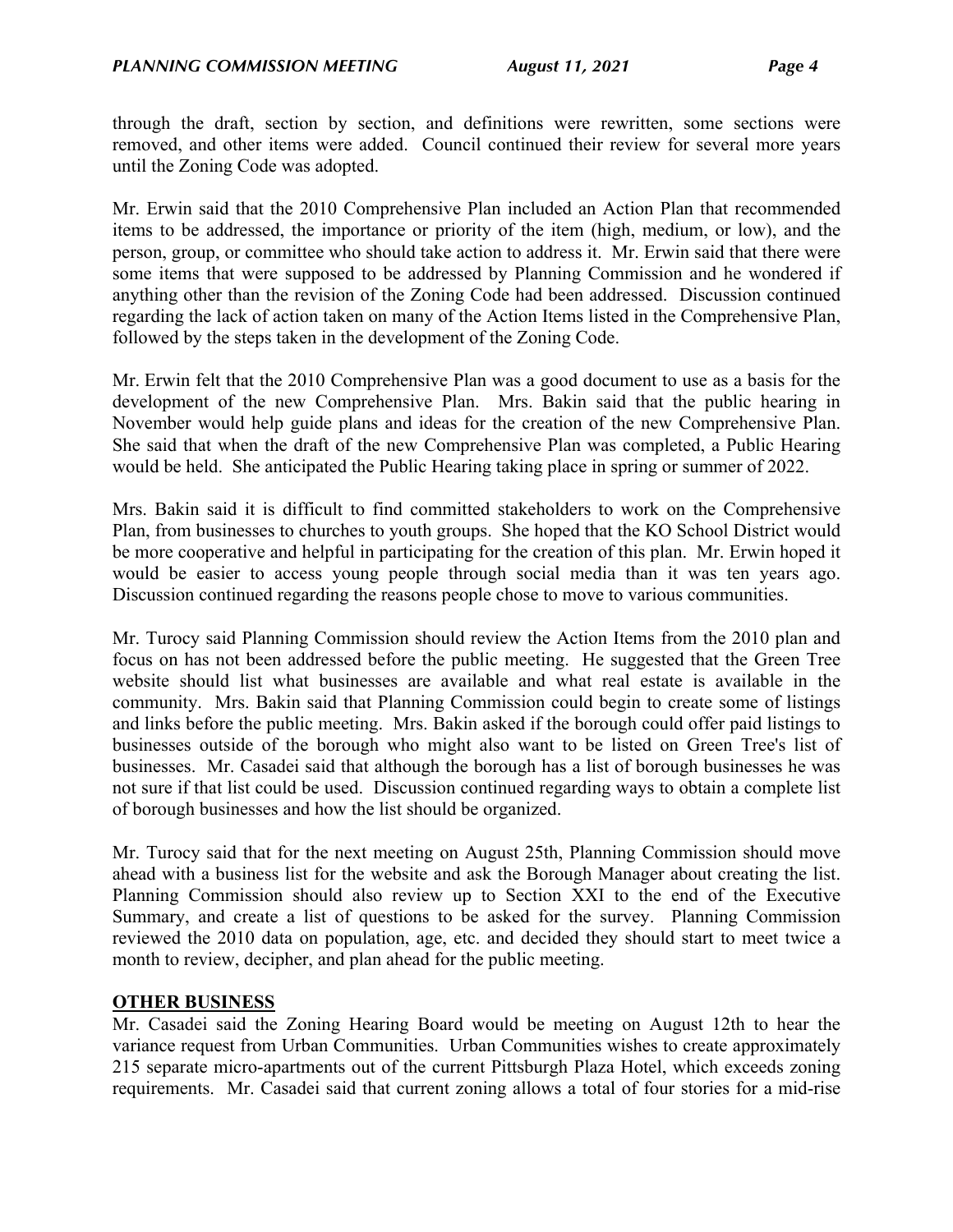through the draft, section by section, and definitions were rewritten, some sections were removed, and other items were added. Council continued their review for several more years until the Zoning Code was adopted.

Mr. Erwin said that the 2010 Comprehensive Plan included an Action Plan that recommended items to be addressed, the importance or priority of the item (high, medium, or low), and the person, group, or committee who should take action to address it. Mr. Erwin said that there were some items that were supposed to be addressed by Planning Commission and he wondered if anything other than the revision of the Zoning Code had been addressed. Discussion continued regarding the lack of action taken on many of the Action Items listed in the Comprehensive Plan, followed by the steps taken in the development of the Zoning Code.

Mr. Erwin felt that the 2010 Comprehensive Plan was a good document to use as a basis for the development of the new Comprehensive Plan. Mrs. Bakin said that the public hearing in November would help guide plans and ideas for the creation of the new Comprehensive Plan. She said that when the draft of the new Comprehensive Plan was completed, a Public Hearing would be held. She anticipated the Public Hearing taking place in spring or summer of 2022.

Mrs. Bakin said it is difficult to find committed stakeholders to work on the Comprehensive Plan, from businesses to churches to youth groups. She hoped that the KO School District would be more cooperative and helpful in participating for the creation of this plan. Mr. Erwin hoped it would be easier to access young people through social media than it was ten years ago. Discussion continued regarding the reasons people chose to move to various communities.

Mr. Turocy said Planning Commission should review the Action Items from the 2010 plan and focus on has not been addressed before the public meeting. He suggested that the Green Tree website should list what businesses are available and what real estate is available in the community. Mrs. Bakin said that Planning Commission could begin to create some of listings and links before the public meeting. Mrs. Bakin asked if the borough could offer paid listings to businesses outside of the borough who might also want to be listed on Green Tree's list of businesses. Mr. Casadei said that although the borough has a list of borough businesses he was not sure if that list could be used. Discussion continued regarding ways to obtain a complete list of borough businesses and how the list should be organized.

Mr. Turocy said that for the next meeting on August 25th, Planning Commission should move ahead with a business list for the website and ask the Borough Manager about creating the list. Planning Commission should also review up to Section XXI to the end of the Executive Summary, and create a list of questions to be asked for the survey. Planning Commission reviewed the 2010 data on population, age, etc. and decided they should start to meet twice a month to review, decipher, and plan ahead for the public meeting.

## OTHER BUSINESS

Mr. Casadei said the Zoning Hearing Board would be meeting on August 12th to hear the variance request from Urban Communities. Urban Communities wishes to create approximately 215 separate micro-apartments out of the current Pittsburgh Plaza Hotel, which exceeds zoning requirements. Mr. Casadei said that current zoning allows a total of four stories for a mid-rise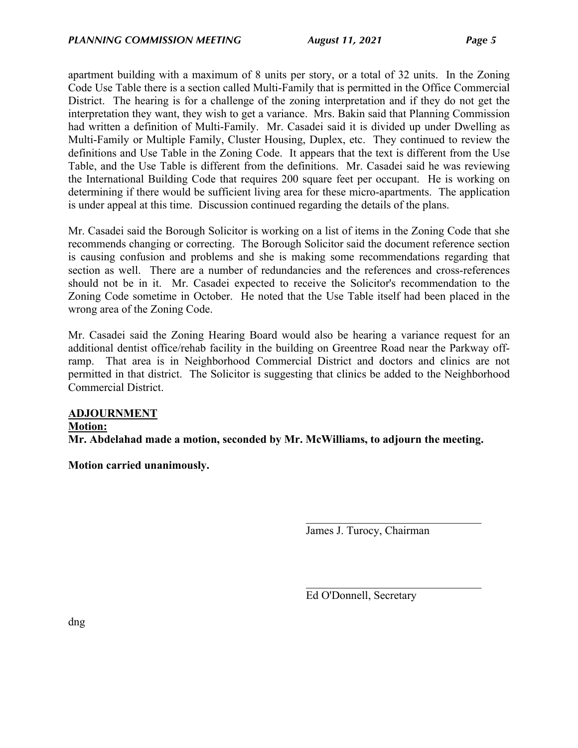apartment building with a maximum of 8 units per story, or a total of 32 units. In the Zoning Code Use Table there is a section called Multi-Family that is permitted in the Office Commercial District. The hearing is for a challenge of the zoning interpretation and if they do not get the interpretation they want, they wish to get a variance. Mrs. Bakin said that Planning Commission had written a definition of Multi-Family. Mr. Casadei said it is divided up under Dwelling as Multi-Family or Multiple Family, Cluster Housing, Duplex, etc. They continued to review the definitions and Use Table in the Zoning Code. It appears that the text is different from the Use Table, and the Use Table is different from the definitions. Mr. Casadei said he was reviewing the International Building Code that requires 200 square feet per occupant. He is working on determining if there would be sufficient living area for these micro-apartments. The application is under appeal at this time. Discussion continued regarding the details of the plans.

Mr. Casadei said the Borough Solicitor is working on a list of items in the Zoning Code that she recommends changing or correcting. The Borough Solicitor said the document reference section is causing confusion and problems and she is making some recommendations regarding that section as well. There are a number of redundancies and the references and cross-references should not be in it. Mr. Casadei expected to receive the Solicitor's recommendation to the Zoning Code sometime in October. He noted that the Use Table itself had been placed in the wrong area of the Zoning Code.

Mr. Casadei said the Zoning Hearing Board would also be hearing a variance request for an additional dentist office/rehab facility in the building on Greentree Road near the Parkway off-ramp. That area is in Neighborhood Commercial District and doctors and clinics are not permitted in that district. The Solicitor is suggesting that clinics be added to the Neighborhood Commercial District.

**ADJOURNMENT**

**Motion:**

**Mr. Abdelahad made a motion, seconded by Mr. McWilliams, to adjourn the meeting.**

**Motion carried unanimously.**

_______________________________
James J. Turocy, Chairman

_______________________________
Ed O'Donnell, Secretary

dng